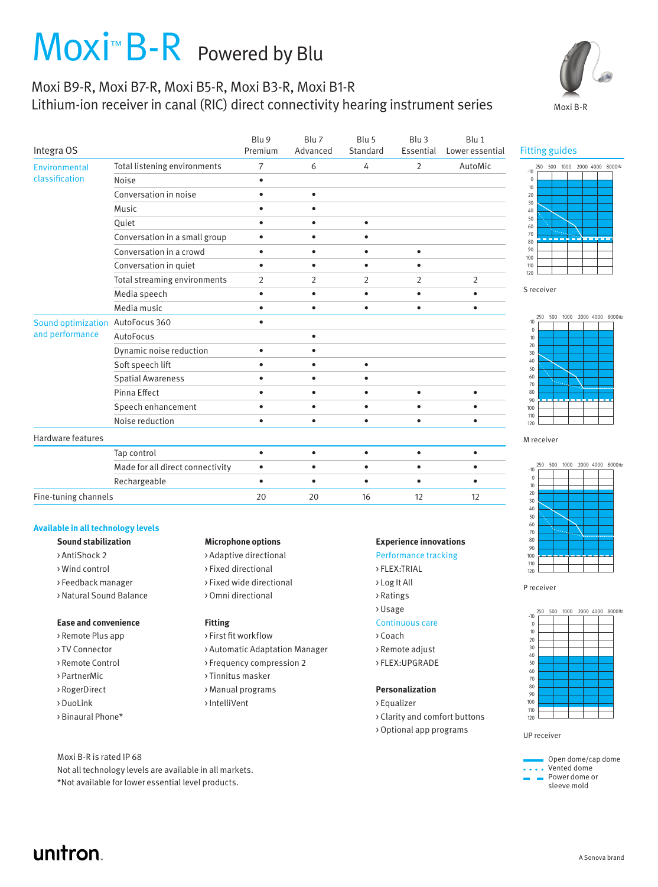# Moxi™ B-R Powered by Blu

## Moxi B9-R, Moxi B7-R, Moxi B5-R, Moxi B3-R, Moxi B1-R
Lithium-ion receiver in canal (RIC) direct connectivity hearing instrument series

Moxi B-R

| Integra OS | | Blu 9 Premium | Blu 7 Advanced | Blu 5 Standard | Blu 3 Essential | Blu 1 Lower essential |
|---|---|---|---|---|---|---|
| Environmental classification | Total listening environments | 7 | 6 | 4 | 2 | AutoMic |
| | Noise | • | | | | |
| | Conversation in noise | • | • | | | |
| | Music | • | • | | | |
| | Quiet | • | • | • | | |
| | Conversation in a small group | • | • | • | | |
| | Conversation in a crowd | • | • | • | • | |
| | Conversation in quiet | • | • | • | • | |
| | Total streaming environments | 2 | 2 | 2 | 2 | 2 |
| | Media speech | • | • | • | • | • |
| | Media music | • | • | • | • | • |
| Sound optimization and performance | AutoFocus 360 | • | | | | |
| | AutoFocus | | • | | | |
| | Dynamic noise reduction | • | • | | | |
| | Soft speech lift | • | • | • | | |
| | Spatial Awareness | • | • | • | | |
| | Pinna Effect | • | • | • | • | • |
| | Speech enhancement | • | • | • | • | • |
| | Noise reduction | • | • | • | • | • |
| Hardware features | | | | | | |
| | Tap control | • | • | • | • | • |
| | Made for all direct connectivity | • | • | • | • | • |
| | Rechargeable | • | • | • | • | • |
| Fine-tuning channels | | 20 | 20 | 16 | 12 | 12 |

### Fitting guides

S receiver

M receiver

P receiver

UP receiver

Open dome/cap dome
Vented dome
Power dome or sleeve mold

### Available in all technology levels

**Sound stabilization**
- AntiShock 2
- Wind control
- Feedback manager
- Natural Sound Balance

**Ease and convenience**
- Remote Plus app
- TV Connector
- Remote Control
- PartnerMic
- RogerDirect
- DuoLink
- Binaural Phone*

**Microphone options**
- Adaptive directional
- Fixed directional
- Fixed wide directional
- Omni directional

**Fitting**
- First fit workflow
- Automatic Adaptation Manager
- Frequency compression 2
- Tinnitus masker
- Manual programs
- IntelliVent

**Experience innovations**

Performance tracking
- FLEX:TRIAL
- Log It All
- Ratings
- Usage

Continuous care
- Coach
- Remote adjust
- FLEX:UPGRADE

**Personalization**
- Equalizer
- Clarity and comfort buttons
- Optional app programs

Moxi B-R is rated IP 68
Not all technology levels are available in all markets.
*Not available for lower essential level products.

unitron. A Sonova brand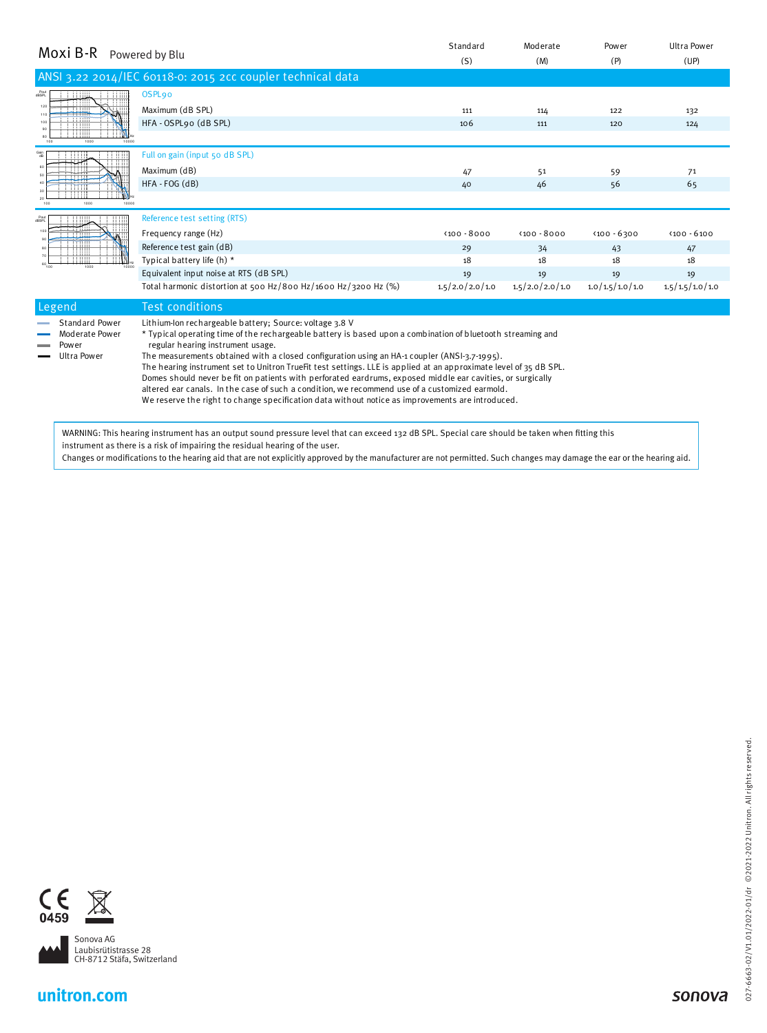# Moxi B-R Powered by Blu

## ANSI 3.22 2014/IEC 60118-0: 2015 2cc coupler technical data

| | Standard (S) | Moderate (M) | Power (P) | Ultra Power (UP) |
|---|---|---|---|---|
| **OSPL90** | | | | |
| Maximum (dB SPL) | 111 | 114 | 122 | 132 |
| HFA - OSPL90 (dB SPL) | 106 | 111 | 120 | 124 |
| **Full on gain (input 50 dB SPL)** | | | | |
| Maximum (dB) | 47 | 51 | 59 | 71 |
| HFA - FOG (dB) | 40 | 46 | 56 | 65 |
| **Reference test setting (RTS)** | | | | |
| Frequency range (Hz) | <100 - 8000 | <100 - 8000 | <100 - 6300 | <100 - 6100 |
| Reference test gain (dB) | 29 | 34 | 43 | 47 |
| Typical battery life (h) * | 18 | 18 | 18 | 18 |
| Equivalent input noise at RTS (dB SPL) | 19 | 19 | 19 | 19 |
| Total harmonic distortion at 500 Hz/800 Hz/1600 Hz/3200 Hz (%) | 1.5/2.0/2.0/1.0 | 1.5/2.0/2.0/1.0 | 1.0/1.5/1.0/1.0 | 1.5/1.5/1.0/1.0 |

## Legend

- Standard Power
- Moderate Power
- Power
- Ultra Power

## Test conditions

Lithium-Ion rechargeable battery; Source: voltage 3.8 V

* Typical operating time of the rechargeable battery is based upon a combination of bluetooth streaming and regular hearing instrument usage.

The measurements obtained with a closed configuration using an HA-1 coupler (ANSI-3.7-1995).

The hearing instrument set to Unitron TrueFit test settings. LLE is applied at an approximate level of 35 dB SPL.

Domes should never be fit on patients with perforated eardrums, exposed middle ear cavities, or surgically altered ear canals. In the case of such a condition, we recommend use of a customized earmold.

We reserve the right to change specification data without notice as improvements are introduced.

WARNING: This hearing instrument has an output sound pressure level that can exceed 132 dB SPL. Special care should be taken when fitting this instrument as there is a risk of impairing the residual hearing of the user.

Changes or modifications to the hearing aid that are not explicitly approved by the manufacturer are not permitted. Such changes may damage the ear or the hearing aid.

CE 0459

Sonova AG
Laubisrütistrasse 28
CH-8712 Stäfa, Switzerland

unitron.com

sonova

027-6663-02/V1.01/2022-01/dr ©2021-2022 Unitron. All rights reserved.